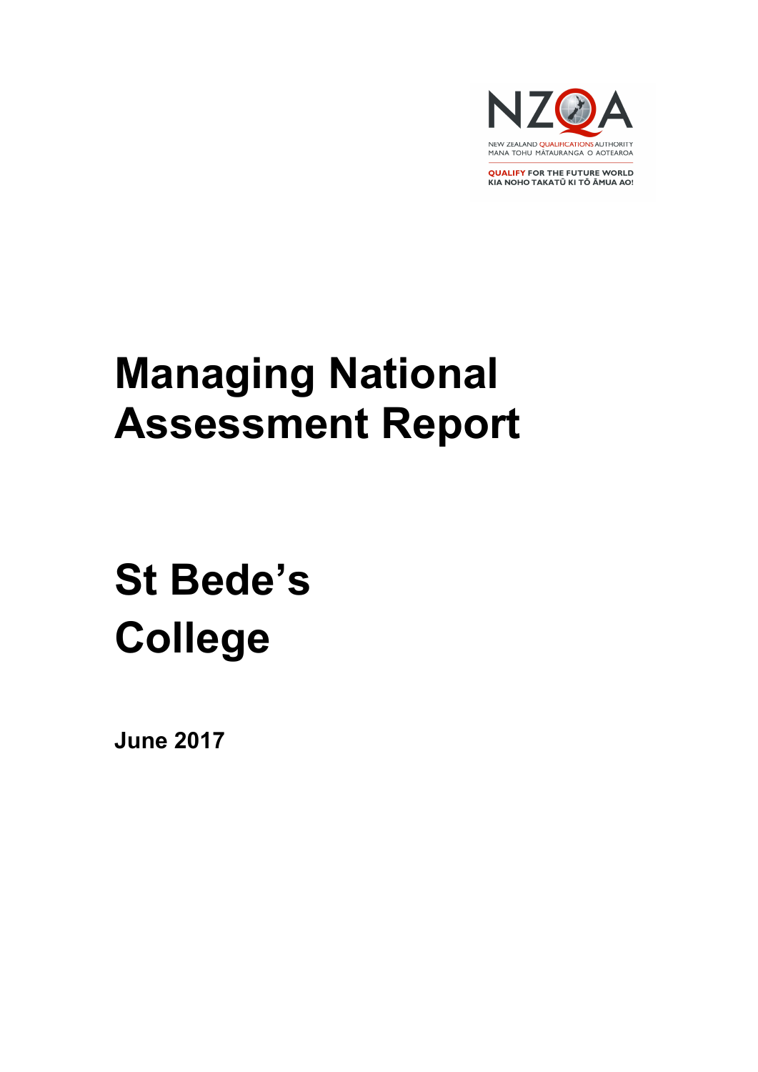NZQA

NEW ZEALAND QUALIFICATIONS AUTHORITY
MANA TOHU MĀTAURANGA O AOTEAROA

QUALIFY FOR THE FUTURE WORLD
KIA NOHO TAKATŪ KI TŌ ĀMUA AO!

# Managing National Assessment Report

# St Bede's College

**June 2017**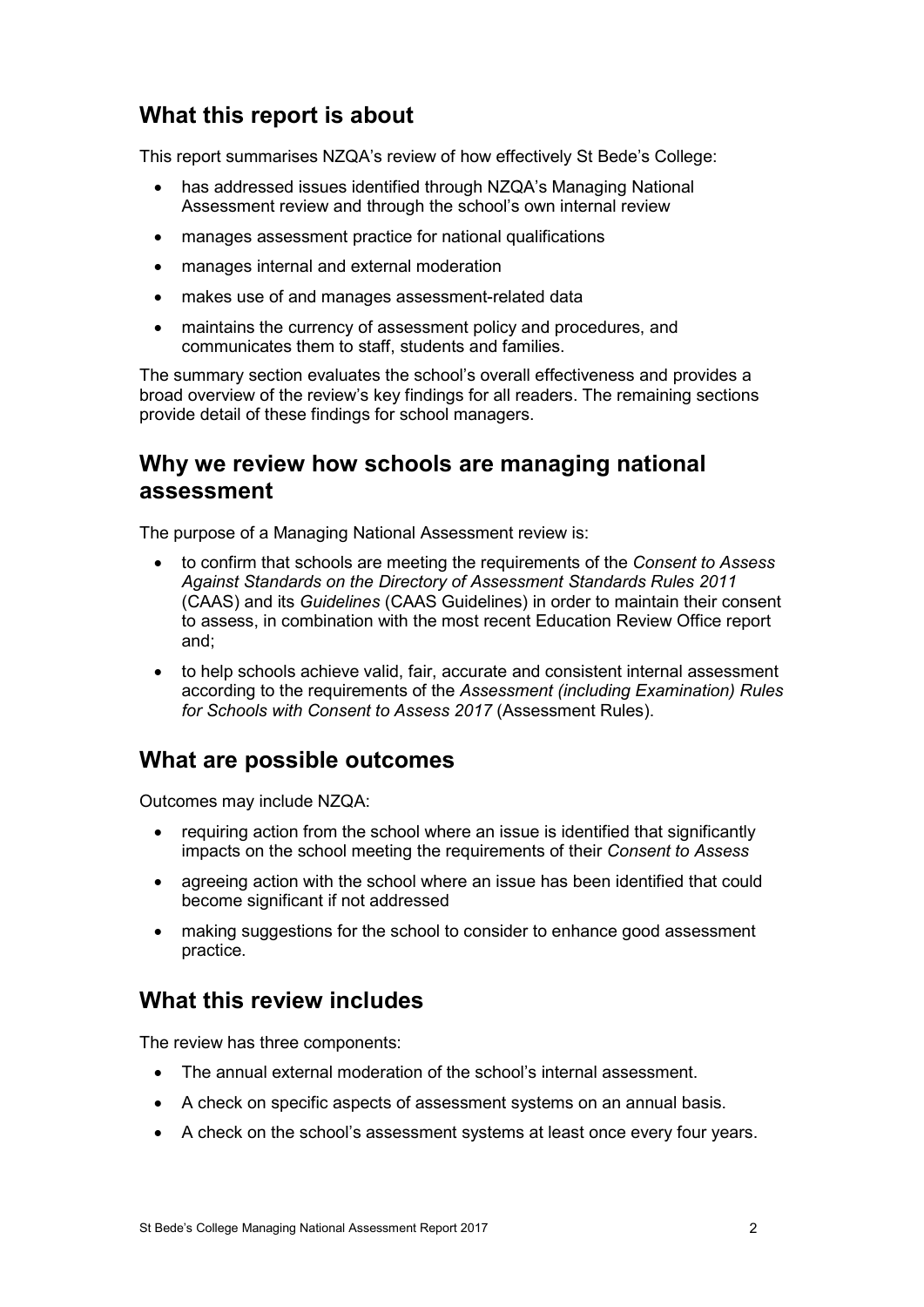## What this report is about

This report summarises NZQA's review of how effectively St Bede's College:

- has addressed issues identified through NZQA's Managing National Assessment review and through the school's own internal review
- manages assessment practice for national qualifications
- manages internal and external moderation
- makes use of and manages assessment-related data
- maintains the currency of assessment policy and procedures, and communicates them to staff, students and families.

The summary section evaluates the school's overall effectiveness and provides a broad overview of the review's key findings for all readers. The remaining sections provide detail of these findings for school managers.

## Why we review how schools are managing national assessment

The purpose of a Managing National Assessment review is:

- to confirm that schools are meeting the requirements of the *Consent to Assess Against Standards on the Directory of Assessment Standards Rules 2011* (CAAS) and its *Guidelines* (CAAS Guidelines) in order to maintain their consent to assess, in combination with the most recent Education Review Office report and;
- to help schools achieve valid, fair, accurate and consistent internal assessment according to the requirements of the *Assessment (including Examination) Rules for Schools with Consent to Assess 2017* (Assessment Rules).

## What are possible outcomes

Outcomes may include NZQA:

- requiring action from the school where an issue is identified that significantly impacts on the school meeting the requirements of their *Consent to Assess*
- agreeing action with the school where an issue has been identified that could become significant if not addressed
- making suggestions for the school to consider to enhance good assessment practice.

## What this review includes

The review has three components:

- The annual external moderation of the school's internal assessment.
- A check on specific aspects of assessment systems on an annual basis.
- A check on the school's assessment systems at least once every four years.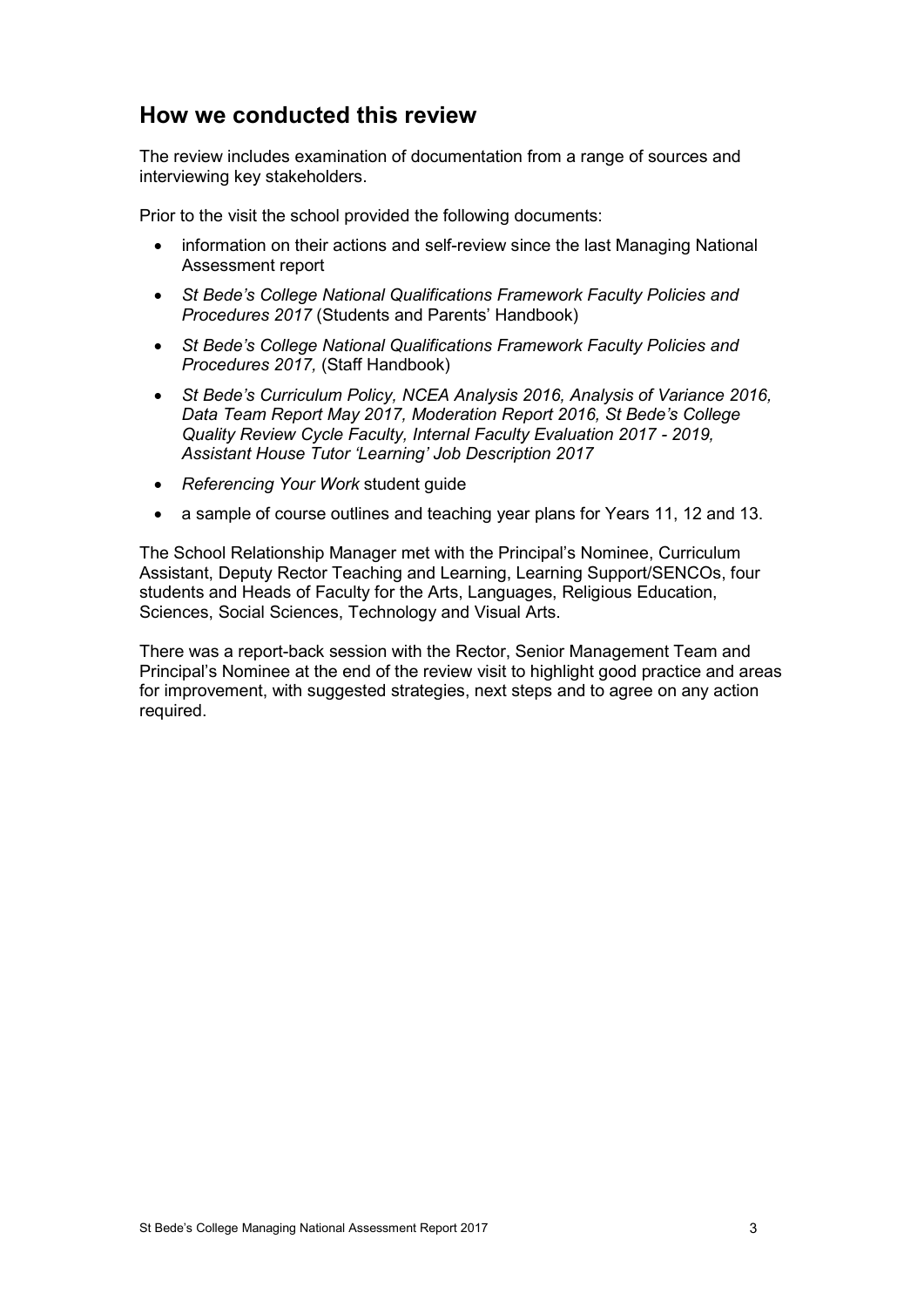## How we conducted this review

The review includes examination of documentation from a range of sources and interviewing key stakeholders.

Prior to the visit the school provided the following documents:

- information on their actions and self-review since the last Managing National Assessment report
- *St Bede's College National Qualifications Framework Faculty Policies and Procedures 2017* (Students and Parents' Handbook)
- *St Bede's College National Qualifications Framework Faculty Policies and Procedures 2017,* (Staff Handbook)
- *St Bede's Curriculum Policy, NCEA Analysis 2016, Analysis of Variance 2016, Data Team Report May 2017, Moderation Report 2016, St Bede's College Quality Review Cycle Faculty, Internal Faculty Evaluation 2017 - 2019, Assistant House Tutor 'Learning' Job Description 2017*
- *Referencing Your Work* student guide
- a sample of course outlines and teaching year plans for Years 11, 12 and 13.

The School Relationship Manager met with the Principal's Nominee, Curriculum Assistant, Deputy Rector Teaching and Learning, Learning Support/SENCOs, four students and Heads of Faculty for the Arts, Languages, Religious Education, Sciences, Social Sciences, Technology and Visual Arts.

There was a report-back session with the Rector, Senior Management Team and Principal's Nominee at the end of the review visit to highlight good practice and areas for improvement, with suggested strategies, next steps and to agree on any action required.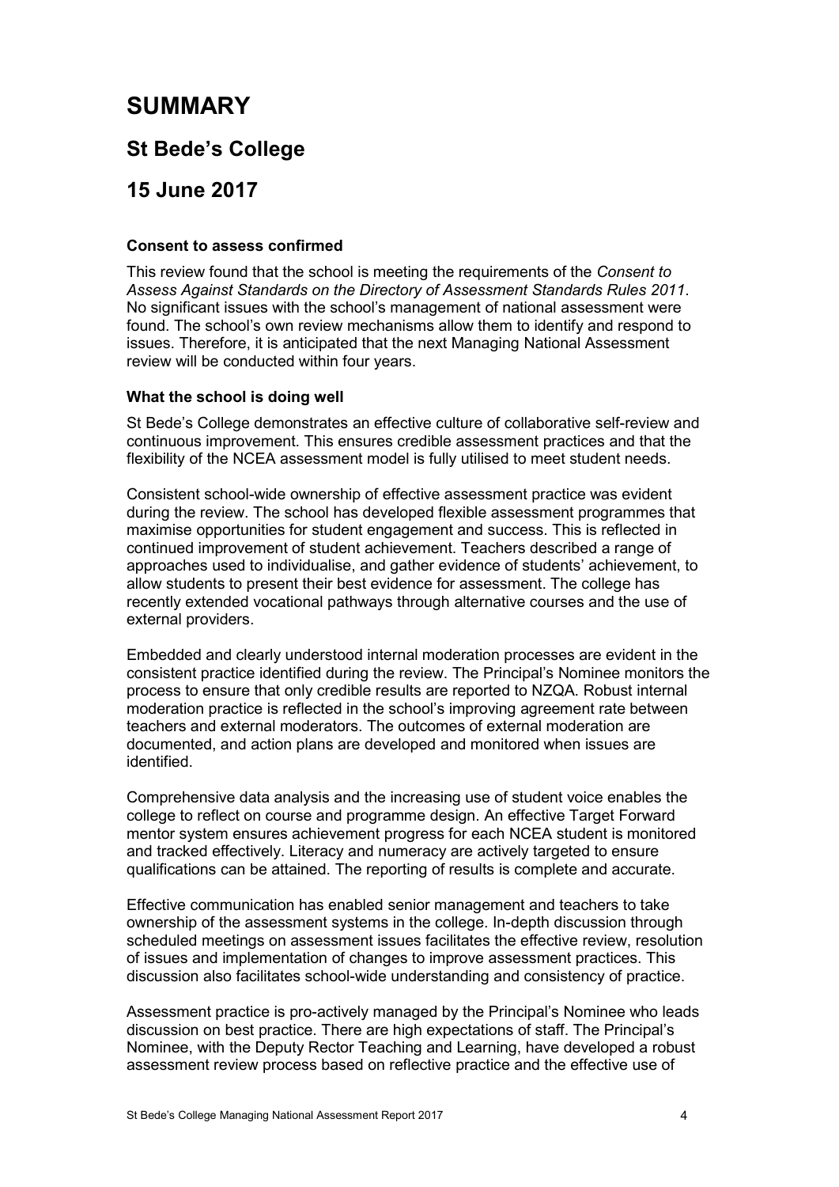# SUMMARY

## St Bede's College

## 15 June 2017

**Consent to assess confirmed**

This review found that the school is meeting the requirements of the *Consent to Assess Against Standards on the Directory of Assessment Standards Rules 2011*. No significant issues with the school's management of national assessment were found. The school's own review mechanisms allow them to identify and respond to issues. Therefore, it is anticipated that the next Managing National Assessment review will be conducted within four years.

**What the school is doing well**

St Bede's College demonstrates an effective culture of collaborative self-review and continuous improvement. This ensures credible assessment practices and that the flexibility of the NCEA assessment model is fully utilised to meet student needs.

Consistent school-wide ownership of effective assessment practice was evident during the review. The school has developed flexible assessment programmes that maximise opportunities for student engagement and success. This is reflected in continued improvement of student achievement. Teachers described a range of approaches used to individualise, and gather evidence of students' achievement, to allow students to present their best evidence for assessment. The college has recently extended vocational pathways through alternative courses and the use of external providers.

Embedded and clearly understood internal moderation processes are evident in the consistent practice identified during the review. The Principal's Nominee monitors the process to ensure that only credible results are reported to NZQA. Robust internal moderation practice is reflected in the school's improving agreement rate between teachers and external moderators. The outcomes of external moderation are documented, and action plans are developed and monitored when issues are identified.

Comprehensive data analysis and the increasing use of student voice enables the college to reflect on course and programme design. An effective Target Forward mentor system ensures achievement progress for each NCEA student is monitored and tracked effectively. Literacy and numeracy are actively targeted to ensure qualifications can be attained. The reporting of results is complete and accurate.

Effective communication has enabled senior management and teachers to take ownership of the assessment systems in the college. In-depth discussion through scheduled meetings on assessment issues facilitates the effective review, resolution of issues and implementation of changes to improve assessment practices. This discussion also facilitates school-wide understanding and consistency of practice.

Assessment practice is pro-actively managed by the Principal's Nominee who leads discussion on best practice. There are high expectations of staff. The Principal's Nominee, with the Deputy Rector Teaching and Learning, have developed a robust assessment review process based on reflective practice and the effective use of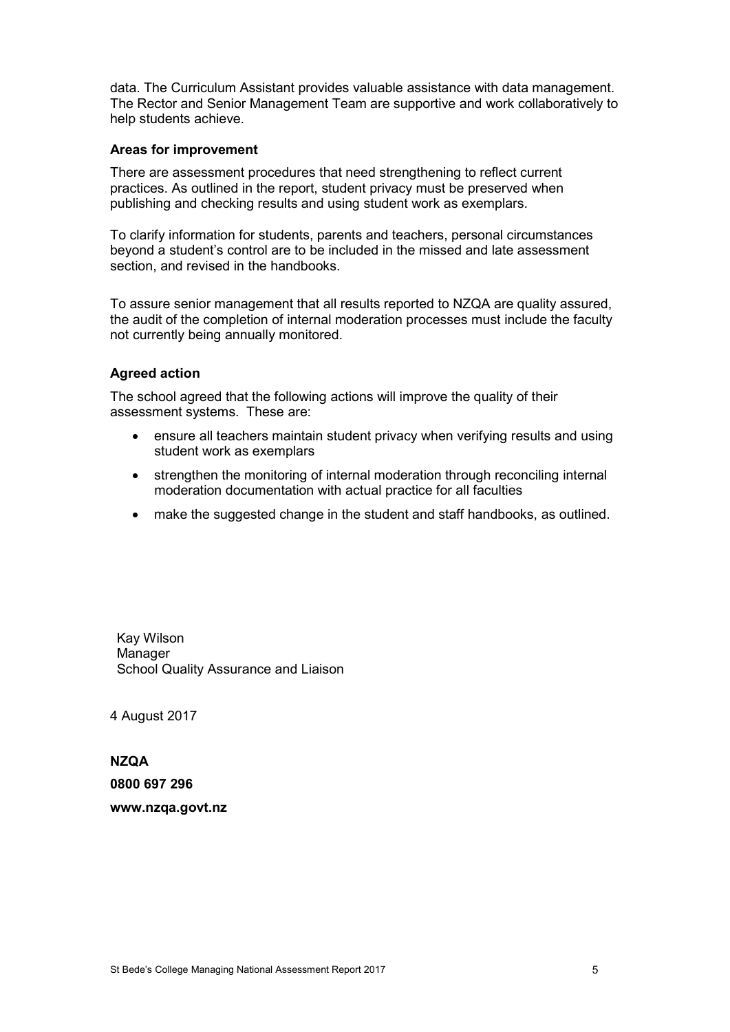data. The Curriculum Assistant provides valuable assistance with data management. The Rector and Senior Management Team are supportive and work collaboratively to help students achieve.

**Areas for improvement**

There are assessment procedures that need strengthening to reflect current practices. As outlined in the report, student privacy must be preserved when publishing and checking results and using student work as exemplars.

To clarify information for students, parents and teachers, personal circumstances beyond a student's control are to be included in the missed and late assessment section, and revised in the handbooks.

To assure senior management that all results reported to NZQA are quality assured, the audit of the completion of internal moderation processes must include the faculty not currently being annually monitored.

**Agreed action**

The school agreed that the following actions will improve the quality of their assessment systems. These are:

- ensure all teachers maintain student privacy when verifying results and using student work as exemplars
- strengthen the monitoring of internal moderation through reconciling internal moderation documentation with actual practice for all faculties
- make the suggested change in the student and staff handbooks, as outlined.

Kay Wilson
Manager
School Quality Assurance and Liaison

4 August 2017

**NZQA**

**0800 697 296**

**www.nzqa.govt.nz**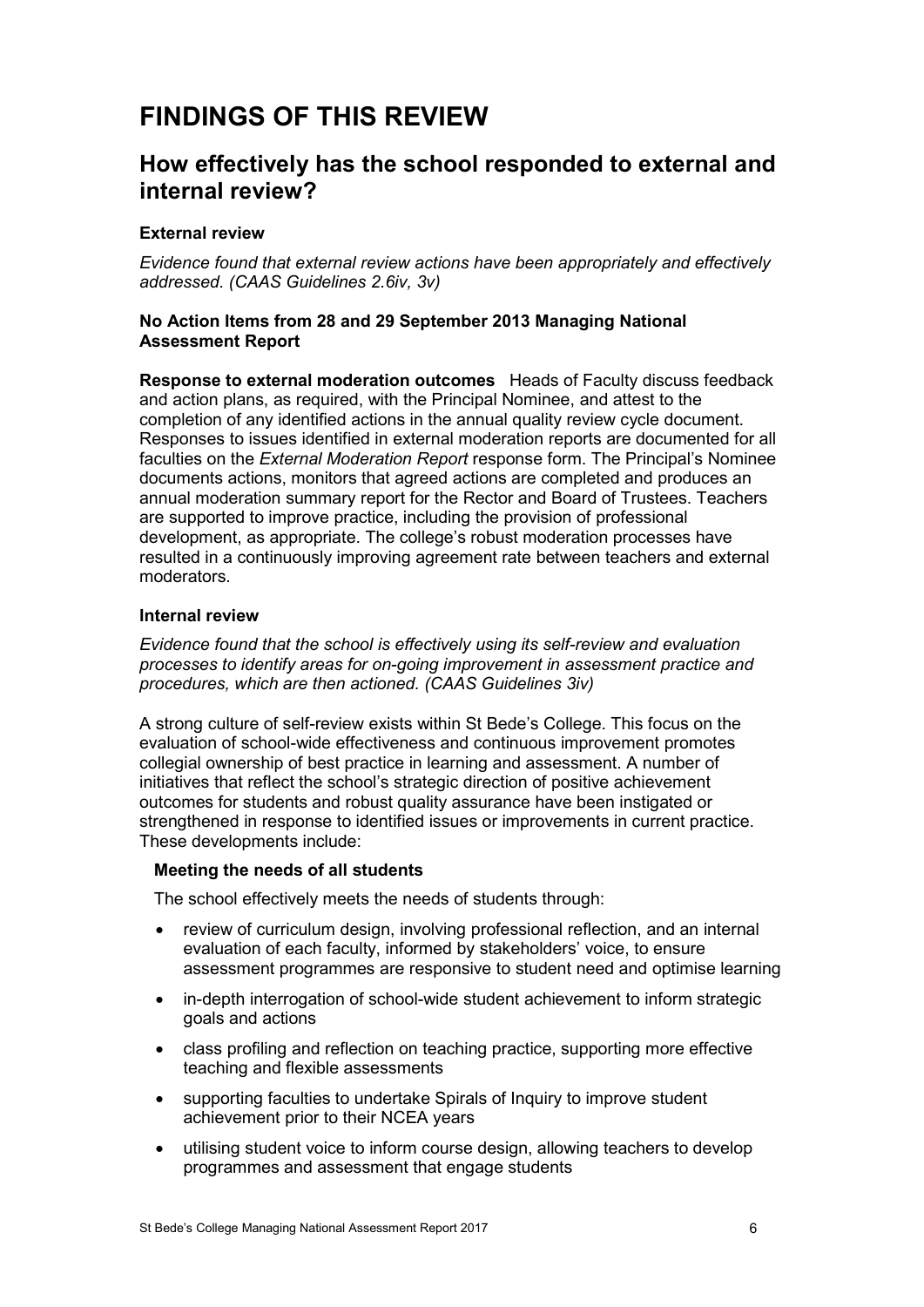# FINDINGS OF THIS REVIEW

## How effectively has the school responded to external and internal review?

### External review

*Evidence found that external review actions have been appropriately and effectively addressed. (CAAS Guidelines 2.6iv, 3v)*

**No Action Items from 28 and 29 September 2013 Managing National Assessment Report**

**Response to external moderation outcomes** Heads of Faculty discuss feedback and action plans, as required, with the Principal Nominee, and attest to the completion of any identified actions in the annual quality review cycle document. Responses to issues identified in external moderation reports are documented for all faculties on the *External Moderation Report* response form. The Principal's Nominee documents actions, monitors that agreed actions are completed and produces an annual moderation summary report for the Rector and Board of Trustees. Teachers are supported to improve practice, including the provision of professional development, as appropriate. The college's robust moderation processes have resulted in a continuously improving agreement rate between teachers and external moderators.

### Internal review

*Evidence found that the school is effectively using its self-review and evaluation processes to identify areas for on-going improvement in assessment practice and procedures, which are then actioned. (CAAS Guidelines 3iv)*

A strong culture of self-review exists within St Bede's College. This focus on the evaluation of school-wide effectiveness and continuous improvement promotes collegial ownership of best practice in learning and assessment. A number of initiatives that reflect the school's strategic direction of positive achievement outcomes for students and robust quality assurance have been instigated or strengthened in response to identified issues or improvements in current practice. These developments include:

**Meeting the needs of all students**

The school effectively meets the needs of students through:

- review of curriculum design, involving professional reflection, and an internal evaluation of each faculty, informed by stakeholders' voice, to ensure assessment programmes are responsive to student need and optimise learning
- in-depth interrogation of school-wide student achievement to inform strategic goals and actions
- class profiling and reflection on teaching practice, supporting more effective teaching and flexible assessments
- supporting faculties to undertake Spirals of Inquiry to improve student achievement prior to their NCEA years
- utilising student voice to inform course design, allowing teachers to develop programmes and assessment that engage students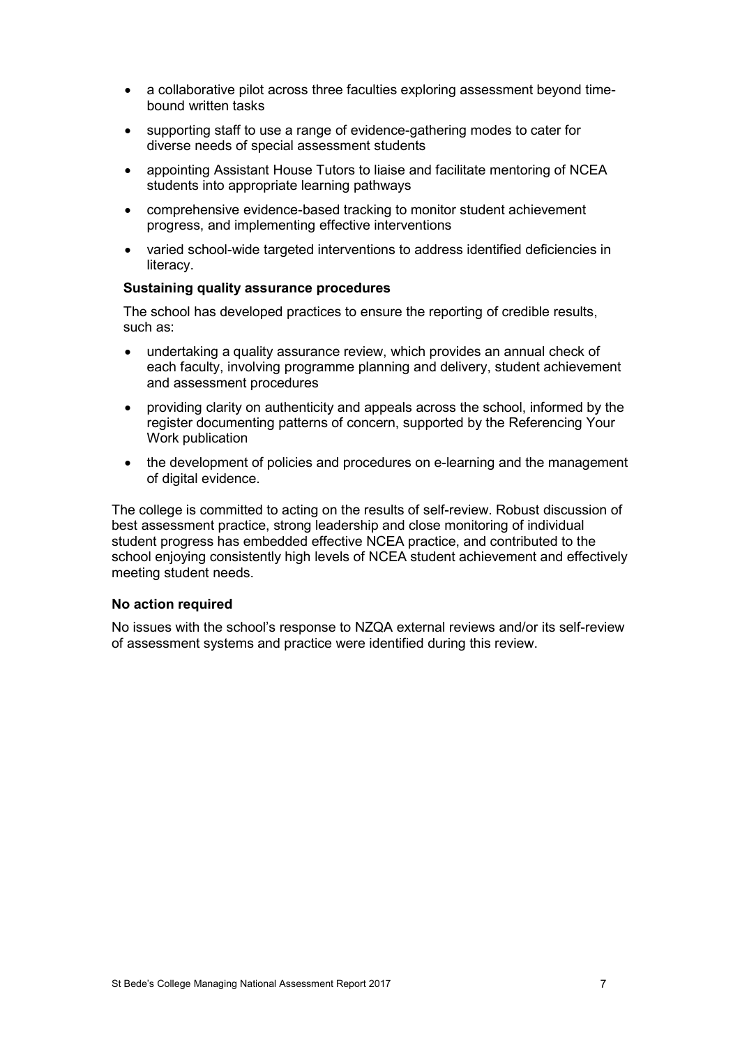- a collaborative pilot across three faculties exploring assessment beyond time-bound written tasks
- supporting staff to use a range of evidence-gathering modes to cater for diverse needs of special assessment students
- appointing Assistant House Tutors to liaise and facilitate mentoring of NCEA students into appropriate learning pathways
- comprehensive evidence-based tracking to monitor student achievement progress, and implementing effective interventions
- varied school-wide targeted interventions to address identified deficiencies in literacy.

**Sustaining quality assurance procedures**

The school has developed practices to ensure the reporting of credible results, such as:

- undertaking a quality assurance review, which provides an annual check of each faculty, involving programme planning and delivery, student achievement and assessment procedures
- providing clarity on authenticity and appeals across the school, informed by the register documenting patterns of concern, supported by the Referencing Your Work publication
- the development of policies and procedures on e-learning and the management of digital evidence.

The college is committed to acting on the results of self-review. Robust discussion of best assessment practice, strong leadership and close monitoring of individual student progress has embedded effective NCEA practice, and contributed to the school enjoying consistently high levels of NCEA student achievement and effectively meeting student needs.

### No action required

No issues with the school's response to NZQA external reviews and/or its self-review of assessment systems and practice were identified during this review.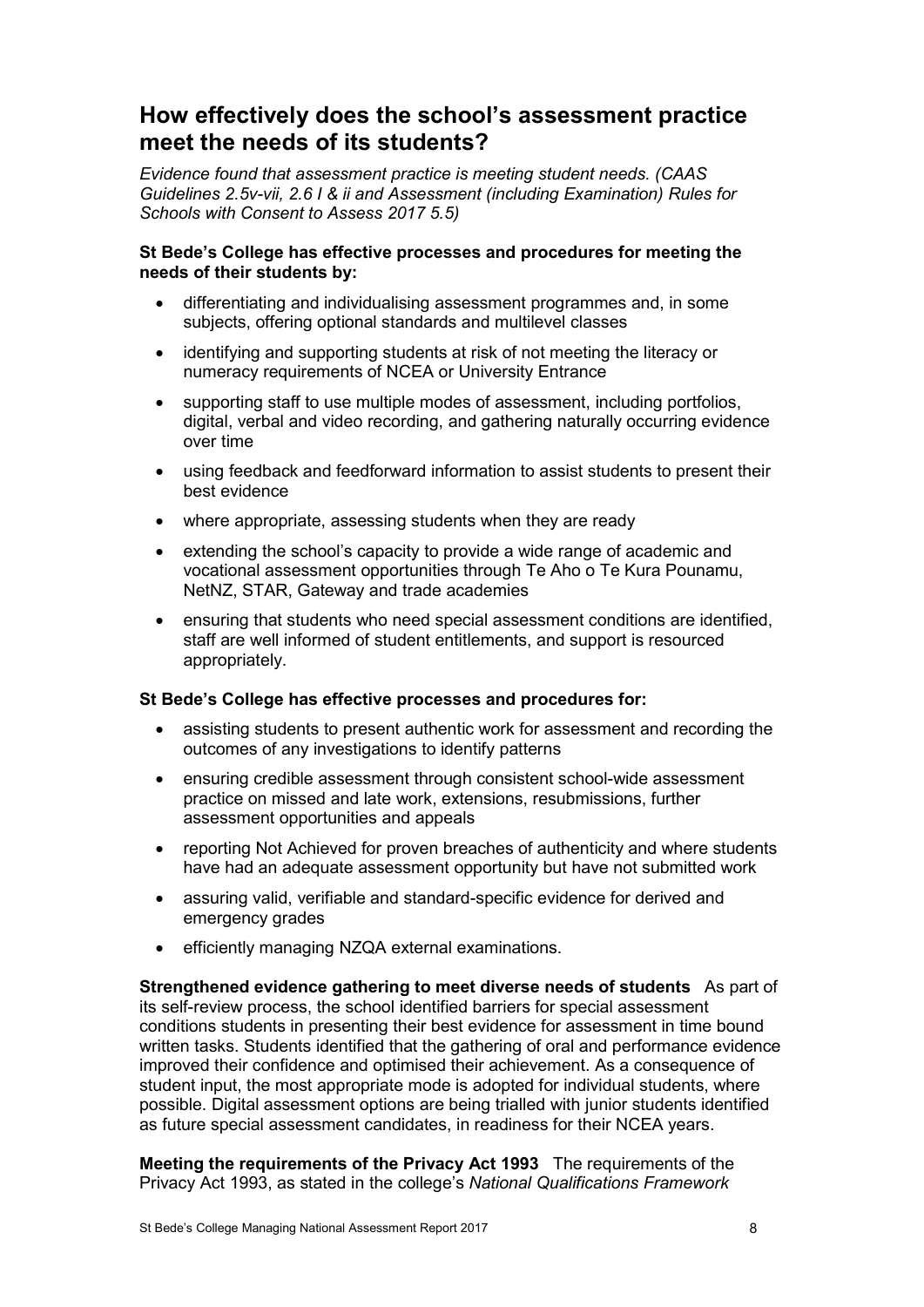## How effectively does the school's assessment practice meet the needs of its students?

*Evidence found that assessment practice is meeting student needs. (CAAS Guidelines 2.5v-vii, 2.6 I & ii and Assessment (including Examination) Rules for Schools with Consent to Assess 2017 5.5)*

**St Bede's College has effective processes and procedures for meeting the needs of their students by:**

- differentiating and individualising assessment programmes and, in some subjects, offering optional standards and multilevel classes
- identifying and supporting students at risk of not meeting the literacy or numeracy requirements of NCEA or University Entrance
- supporting staff to use multiple modes of assessment, including portfolios, digital, verbal and video recording, and gathering naturally occurring evidence over time
- using feedback and feedforward information to assist students to present their best evidence
- where appropriate, assessing students when they are ready
- extending the school's capacity to provide a wide range of academic and vocational assessment opportunities through Te Aho o Te Kura Pounamu, NetNZ, STAR, Gateway and trade academies
- ensuring that students who need special assessment conditions are identified, staff are well informed of student entitlements, and support is resourced appropriately.

**St Bede's College has effective processes and procedures for:**

- assisting students to present authentic work for assessment and recording the outcomes of any investigations to identify patterns
- ensuring credible assessment through consistent school-wide assessment practice on missed and late work, extensions, resubmissions, further assessment opportunities and appeals
- reporting Not Achieved for proven breaches of authenticity and where students have had an adequate assessment opportunity but have not submitted work
- assuring valid, verifiable and standard-specific evidence for derived and emergency grades
- efficiently managing NZQA external examinations.

**Strengthened evidence gathering to meet diverse needs of students** As part of its self-review process, the school identified barriers for special assessment conditions students in presenting their best evidence for assessment in time bound written tasks. Students identified that the gathering of oral and performance evidence improved their confidence and optimised their achievement. As a consequence of student input, the most appropriate mode is adopted for individual students, where possible. Digital assessment options are being trialled with junior students identified as future special assessment candidates, in readiness for their NCEA years.

**Meeting the requirements of the Privacy Act 1993** The requirements of the Privacy Act 1993, as stated in the college's *National Qualifications Framework*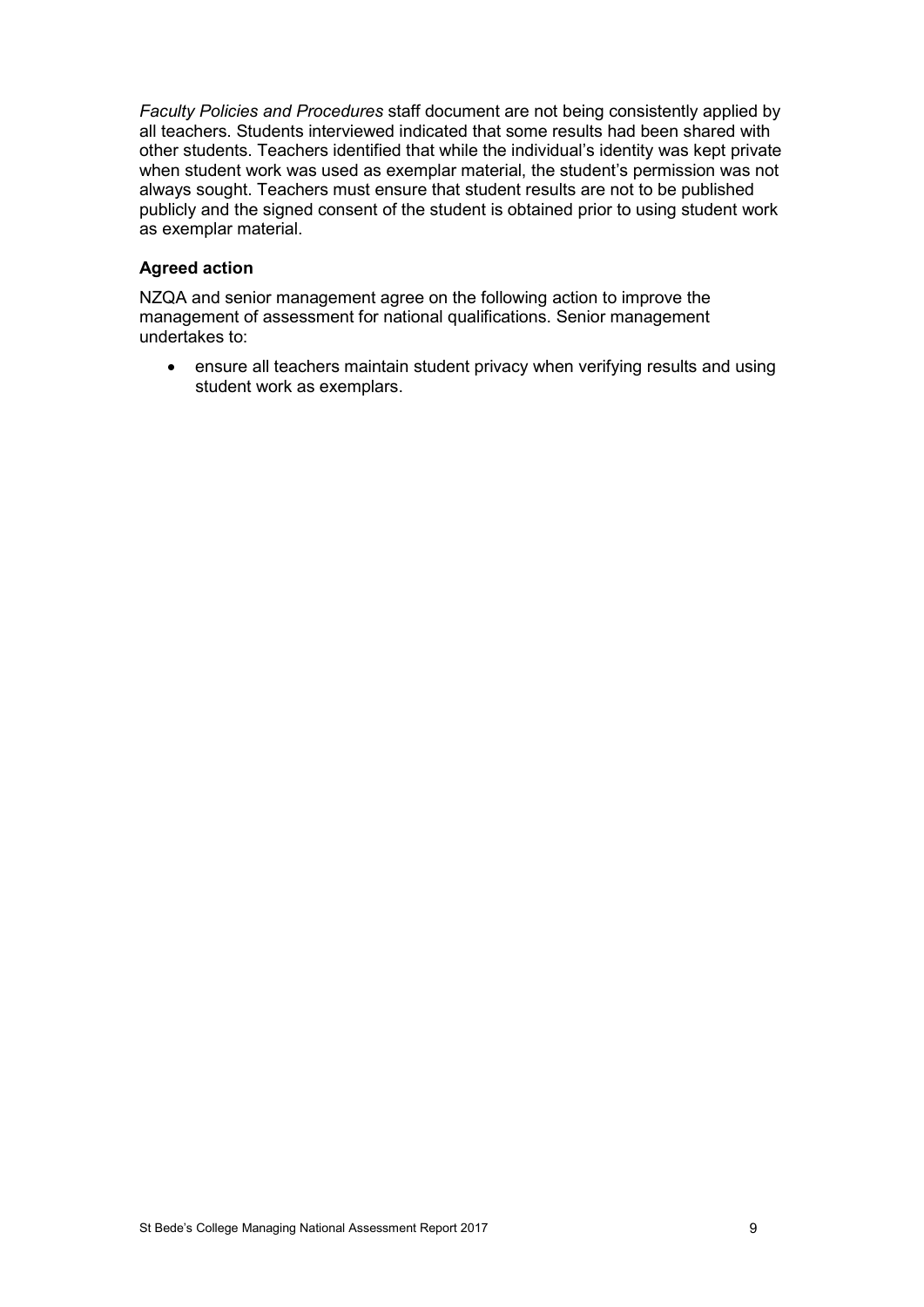*Faculty Policies and Procedures* staff document are not being consistently applied by all teachers. Students interviewed indicated that some results had been shared with other students. Teachers identified that while the individual's identity was kept private when student work was used as exemplar material, the student's permission was not always sought. Teachers must ensure that student results are not to be published publicly and the signed consent of the student is obtained prior to using student work as exemplar material.

**Agreed action**

NZQA and senior management agree on the following action to improve the management of assessment for national qualifications. Senior management undertakes to:

- ensure all teachers maintain student privacy when verifying results and using student work as exemplars.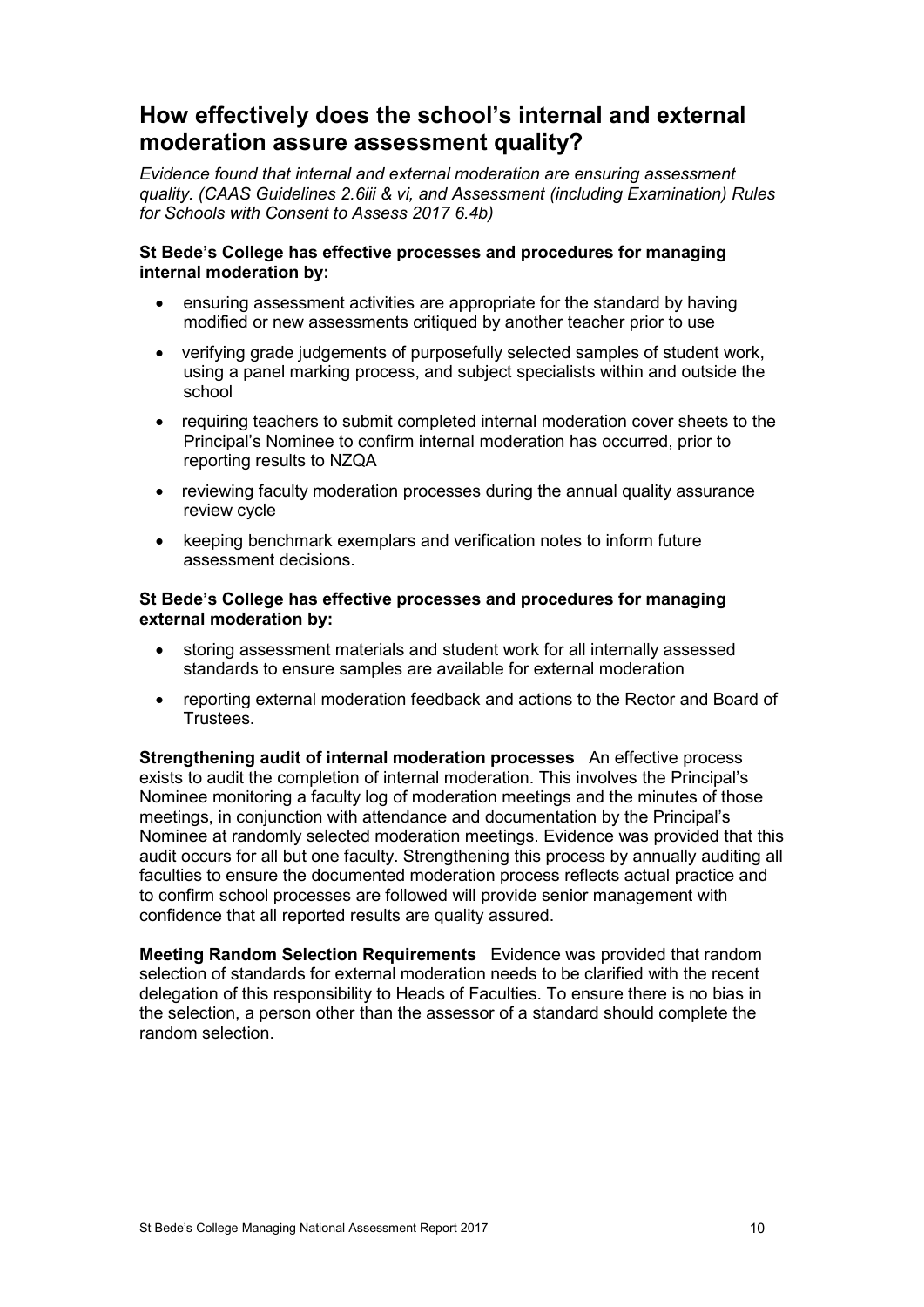## How effectively does the school's internal and external moderation assure assessment quality?

*Evidence found that internal and external moderation are ensuring assessment quality. (CAAS Guidelines 2.6iii & vi, and Assessment (including Examination) Rules for Schools with Consent to Assess 2017 6.4b)*

**St Bede's College has effective processes and procedures for managing internal moderation by:**

- ensuring assessment activities are appropriate for the standard by having modified or new assessments critiqued by another teacher prior to use
- verifying grade judgements of purposefully selected samples of student work, using a panel marking process, and subject specialists within and outside the school
- requiring teachers to submit completed internal moderation cover sheets to the Principal's Nominee to confirm internal moderation has occurred, prior to reporting results to NZQA
- reviewing faculty moderation processes during the annual quality assurance review cycle
- keeping benchmark exemplars and verification notes to inform future assessment decisions.

**St Bede's College has effective processes and procedures for managing external moderation by:**

- storing assessment materials and student work for all internally assessed standards to ensure samples are available for external moderation
- reporting external moderation feedback and actions to the Rector and Board of Trustees.

**Strengthening audit of internal moderation processes** An effective process exists to audit the completion of internal moderation. This involves the Principal's Nominee monitoring a faculty log of moderation meetings and the minutes of those meetings, in conjunction with attendance and documentation by the Principal's Nominee at randomly selected moderation meetings. Evidence was provided that this audit occurs for all but one faculty. Strengthening this process by annually auditing all faculties to ensure the documented moderation process reflects actual practice and to confirm school processes are followed will provide senior management with confidence that all reported results are quality assured.

**Meeting Random Selection Requirements** Evidence was provided that random selection of standards for external moderation needs to be clarified with the recent delegation of this responsibility to Heads of Faculties. To ensure there is no bias in the selection, a person other than the assessor of a standard should complete the random selection.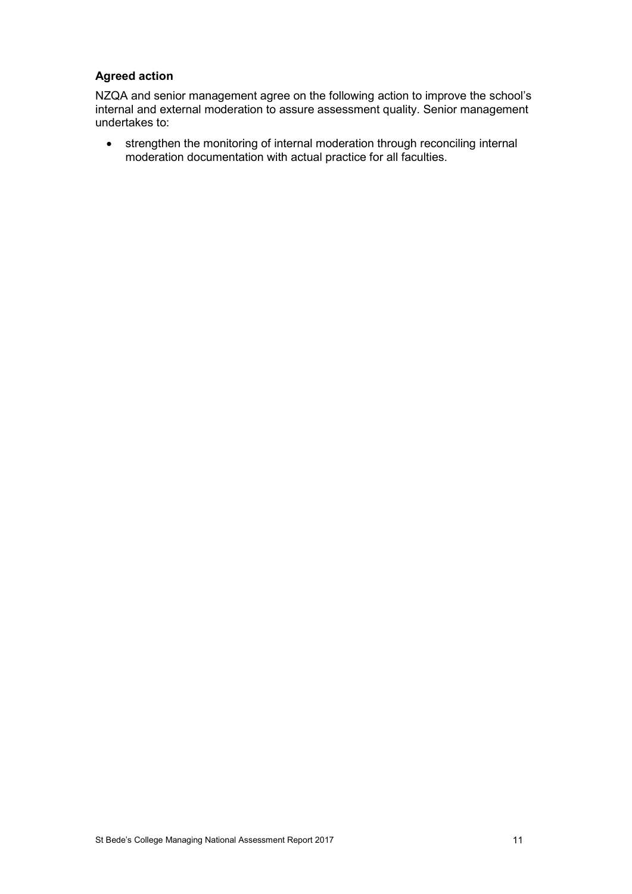**Agreed action**

NZQA and senior management agree on the following action to improve the school's internal and external moderation to assure assessment quality. Senior management undertakes to:

- strengthen the monitoring of internal moderation through reconciling internal moderation documentation with actual practice for all faculties.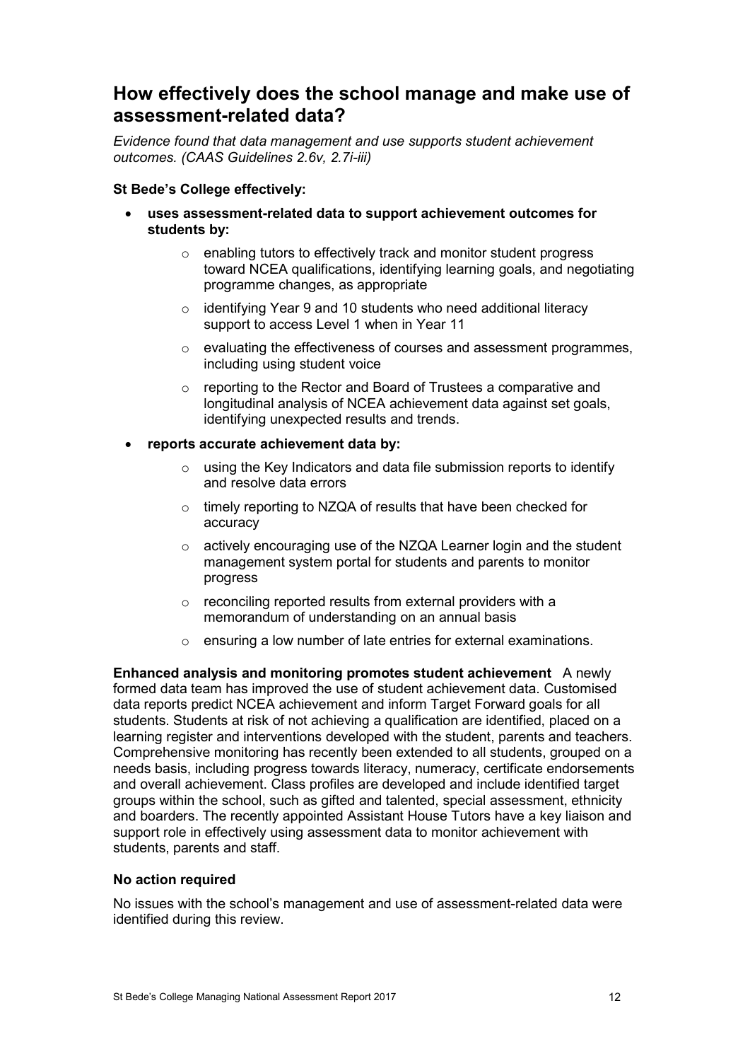## How effectively does the school manage and make use of assessment-related data?

*Evidence found that data management and use supports student achievement outcomes. (CAAS Guidelines 2.6v, 2.7i-iii)*

**St Bede's College effectively:**

- **uses assessment-related data to support achievement outcomes for students by:**
  - enabling tutors to effectively track and monitor student progress toward NCEA qualifications, identifying learning goals, and negotiating programme changes, as appropriate
  - identifying Year 9 and 10 students who need additional literacy support to access Level 1 when in Year 11
  - evaluating the effectiveness of courses and assessment programmes, including using student voice
  - reporting to the Rector and Board of Trustees a comparative and longitudinal analysis of NCEA achievement data against set goals, identifying unexpected results and trends.
- **reports accurate achievement data by:**
  - using the Key Indicators and data file submission reports to identify and resolve data errors
  - timely reporting to NZQA of results that have been checked for accuracy
  - actively encouraging use of the NZQA Learner login and the student management system portal for students and parents to monitor progress
  - reconciling reported results from external providers with a memorandum of understanding on an annual basis
  - ensuring a low number of late entries for external examinations.

**Enhanced analysis and monitoring promotes student achievement** A newly formed data team has improved the use of student achievement data. Customised data reports predict NCEA achievement and inform Target Forward goals for all students. Students at risk of not achieving a qualification are identified, placed on a learning register and interventions developed with the student, parents and teachers. Comprehensive monitoring has recently been extended to all students, grouped on a needs basis, including progress towards literacy, numeracy, certificate endorsements and overall achievement. Class profiles are developed and include identified target groups within the school, such as gifted and talented, special assessment, ethnicity and boarders. The recently appointed Assistant House Tutors have a key liaison and support role in effectively using assessment data to monitor achievement with students, parents and staff.

**No action required**

No issues with the school's management and use of assessment-related data were identified during this review.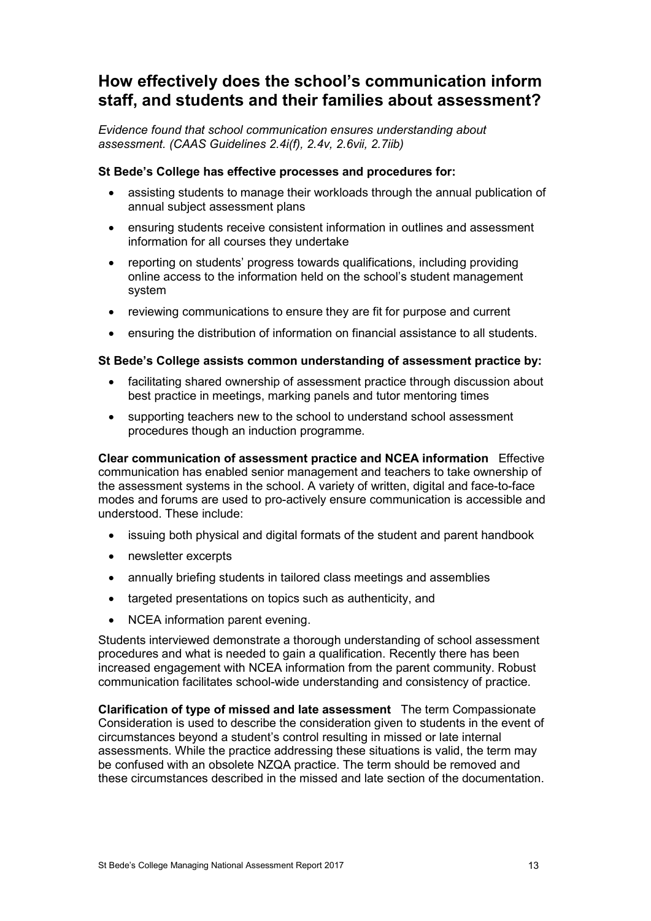## How effectively does the school's communication inform staff, and students and their families about assessment?

*Evidence found that school communication ensures understanding about assessment. (CAAS Guidelines 2.4i(f), 2.4v, 2.6vii, 2.7iib)*

**St Bede's College has effective processes and procedures for:**

- assisting students to manage their workloads through the annual publication of annual subject assessment plans
- ensuring students receive consistent information in outlines and assessment information for all courses they undertake
- reporting on students' progress towards qualifications, including providing online access to the information held on the school's student management system
- reviewing communications to ensure they are fit for purpose and current
- ensuring the distribution of information on financial assistance to all students.

**St Bede's College assists common understanding of assessment practice by:**

- facilitating shared ownership of assessment practice through discussion about best practice in meetings, marking panels and tutor mentoring times
- supporting teachers new to the school to understand school assessment procedures though an induction programme.

**Clear communication of assessment practice and NCEA information** Effective communication has enabled senior management and teachers to take ownership of the assessment systems in the school. A variety of written, digital and face-to-face modes and forums are used to pro-actively ensure communication is accessible and understood. These include:

- issuing both physical and digital formats of the student and parent handbook
- newsletter excerpts
- annually briefing students in tailored class meetings and assemblies
- targeted presentations on topics such as authenticity, and
- NCEA information parent evening.

Students interviewed demonstrate a thorough understanding of school assessment procedures and what is needed to gain a qualification. Recently there has been increased engagement with NCEA information from the parent community. Robust communication facilitates school-wide understanding and consistency of practice.

**Clarification of type of missed and late assessment** The term Compassionate Consideration is used to describe the consideration given to students in the event of circumstances beyond a student's control resulting in missed or late internal assessments. While the practice addressing these situations is valid, the term may be confused with an obsolete NZQA practice. The term should be removed and these circumstances described in the missed and late section of the documentation.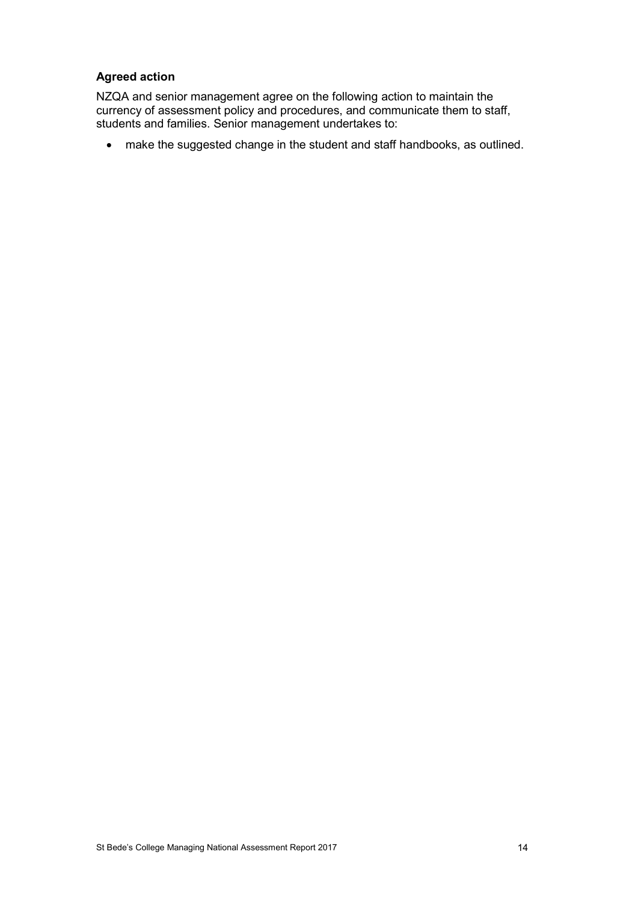#### Agreed action

NZQA and senior management agree on the following action to maintain the currency of assessment policy and procedures, and communicate them to staff, students and families. Senior management undertakes to:

- make the suggested change in the student and staff handbooks, as outlined.